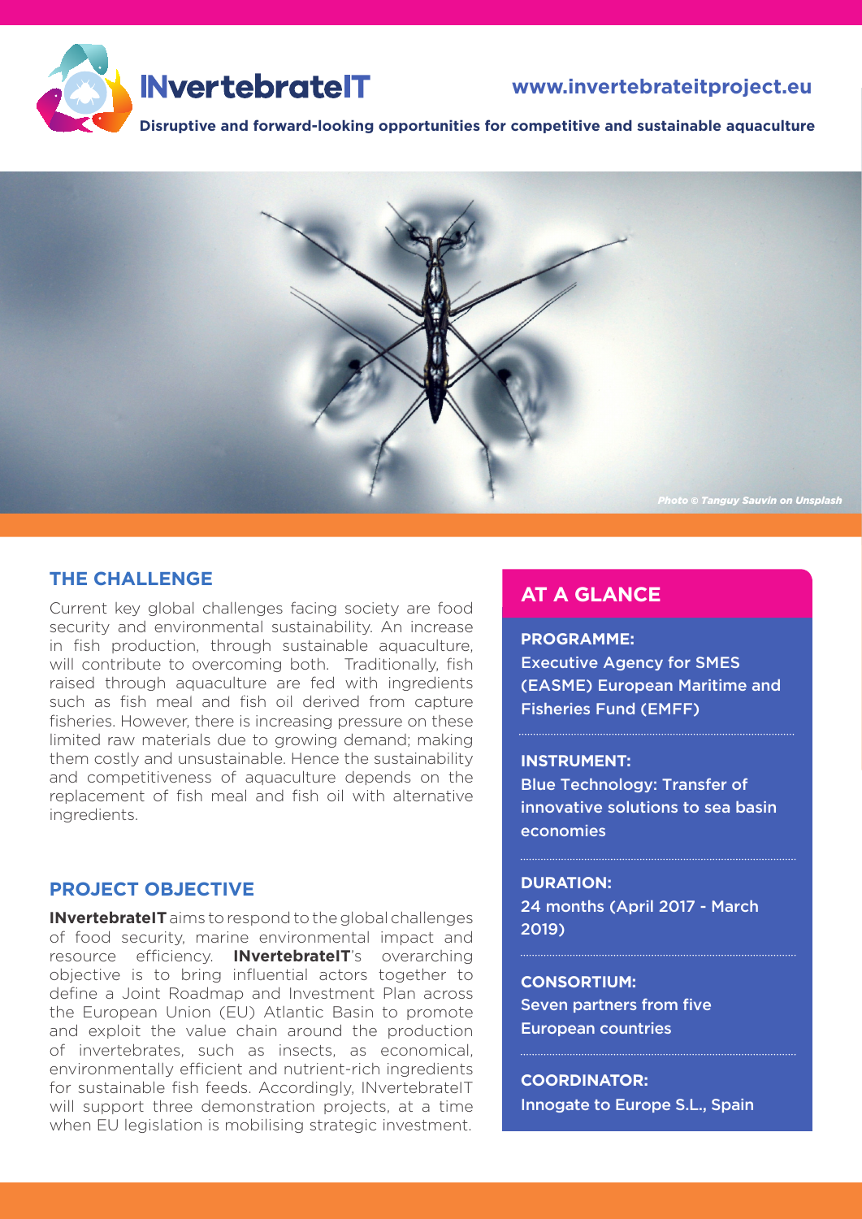# INvertebrateIT

www.invertebrateitproject.eu

**Disruptive and forward-looking opportunities for competitive and sustainable aquaculture**

*Photo © Tanguy Sauvin on Unsplash*

## THE CHALLENGE

Current key global challenges facing society are food security and environmental sustainability. An increase in fish production, through sustainable aquaculture, will contribute to overcoming both. Traditionally, fish raised through aquaculture are fed with ingredients such as fish meal and fish oil derived from capture fisheries. However, there is increasing pressure on these limited raw materials due to growing demand; making them costly and unsustainable. Hence the sustainability and competitiveness of aquaculture depends on the replacement of fish meal and fish oil with alternative ingredients.

## PROJECT OBJECTIVE

**INvertebrateIT** aims to respond to the global challenges of food security, marine environmental impact and resource efficiency. **INvertebrateIT**'s overarching objective is to bring influential actors together to define a Joint Roadmap and Investment Plan across the European Union (EU) Atlantic Basin to promote and exploit the value chain around the production of invertebrates, such as insects, as economical, environmentally efficient and nutrient-rich ingredients for sustainable fish feeds. Accordingly, INvertebrateIT will support three demonstration projects, at a time when EU legislation is mobilising strategic investment.

## AT A GLANCE

**PROGRAMME:**
Executive Agency for SMES (EASME) European Maritime and Fisheries Fund (EMFF)

**INSTRUMENT:**
Blue Technology: Transfer of innovative solutions to sea basin economies

**DURATION:**
24 months (April 2017 - March 2019)

**CONSORTIUM:**
Seven partners from five European countries

**COORDINATOR:**
Innogate to Europe S.L., Spain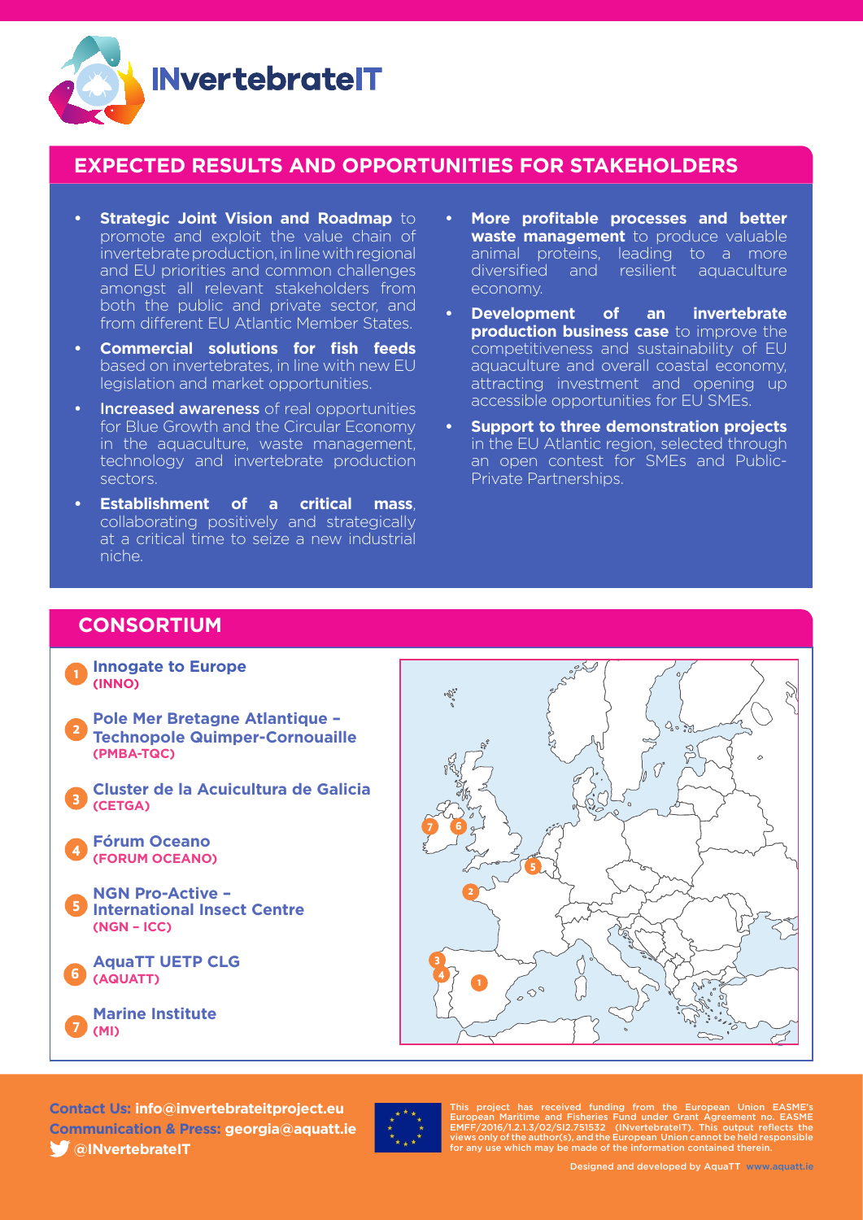# INvertebrateIT

## EXPECTED RESULTS AND OPPORTUNITIES FOR STAKEHOLDERS

- **Strategic Joint Vision and Roadmap** to promote and exploit the value chain of invertebrate production, in line with regional and EU priorities and common challenges amongst all relevant stakeholders from both the public and private sector, and from different EU Atlantic Member States.
- **Commercial solutions for fish feeds** based on invertebrates, in line with new EU legislation and market opportunities.
- **Increased awareness** of real opportunities for Blue Growth and the Circular Economy in the aquaculture, waste management, technology and invertebrate production sectors.
- **Establishment of a critical mass**, collaborating positively and strategically at a critical time to seize a new industrial niche.
- **More profitable processes and better waste management** to produce valuable animal proteins, leading to a more diversified and resilient aquaculture economy.
- **Development of an invertebrate production business case** to improve the competitiveness and sustainability of EU aquaculture and overall coastal economy, attracting investment and opening up accessible opportunities for EU SMEs.
- **Support to three demonstration projects** in the EU Atlantic region, selected through an open contest for SMEs and Public-Private Partnerships.

## CONSORTIUM

1. **Innogate to Europe** (INNO)
2. **Pole Mer Bretagne Atlantique – Technopole Quimper-Cornouaille** (PMBA-TQC)
3. **Cluster de la Acuicultura de Galicia** (CETGA)
4. **Fórum Oceano** (FORUM OCEANO)
5. **NGN Pro-Active – International Insect Centre** (NGN – ICC)
6. **AquaTT UETP CLG** (AQUATT)
7. **Marine Institute** (MI)

**Contact Us:** info@invertebrateitproject.eu
**Communication & Press:** georgia@aquatt.ie
@INvertebrateIT

This project has received funding from the European Union EASME's European Maritime and Fisheries Fund under Grant Agreement no. EASME EMFF/2016/1.2.1.3/02/SI2.751532 (INvertebrateIT). This output reflects the views only of the author(s), and the European Union cannot be held responsible for any use which may be made of the information contained therein.

Designed and developed by AquaTT www.aquatt.ie